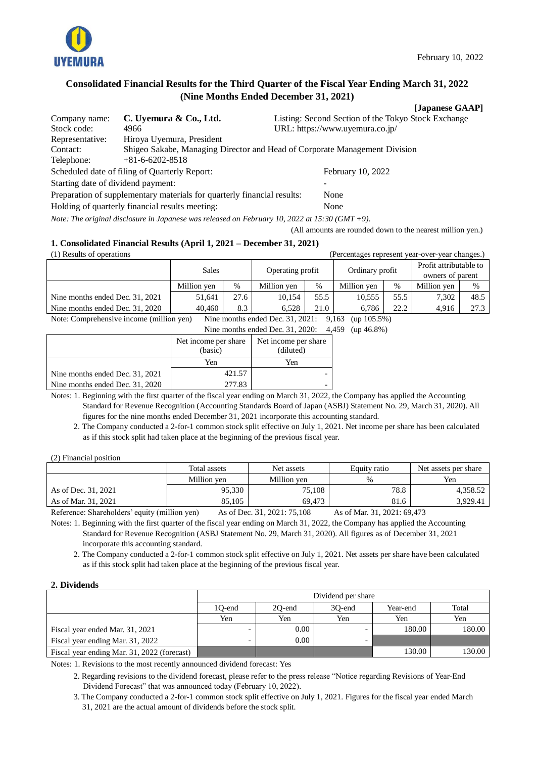UYEMURA

February 10, 2022

# Consolidated Financial Results for the Third Quarter of the Fiscal Year Ending March 31, 2022 (Nine Months Ended December 31, 2021)

**[Japanese GAAP]**

| | | | |
|---|---|---|---|
| Company name: | **C. Uyemura & Co., Ltd.** | Listing: Second Section of the Tokyo Stock Exchange | |
| Stock code: | 4966 | URL: https://www.uyemura.co.jp/ | |
| Representative: | Hiroya Uyemura, President | | |
| Contact: | Shigeo Sakabe, Managing Director and Head of Corporate Management Division | | |
| Telephone: | +81-6-6202-8518 | | |

Scheduled date of filing of Quarterly Report: February 10, 2022
Starting date of dividend payment: -
Preparation of supplementary materials for quarterly financial results: None
Holding of quarterly financial results meeting: None

*Note: The original disclosure in Japanese was released on February 10, 2022 at 15:30 (GMT +9).*

(All amounts are rounded down to the nearest million yen.)

## 1. Consolidated Financial Results (April 1, 2021 – December 31, 2021)

(1) Results of operations (Percentages represent year-over-year changes.)

| | Sales | | Operating profit | | Ordinary profit | | Profit attributable to owners of parent | |
|---|---|---|---|---|---|---|---|---|
| | Million yen | % | Million yen | % | Million yen | % | Million yen | % |
| Nine months ended Dec. 31, 2021 | 51,641 | 27.6 | 10,154 | 55.5 | 10,555 | 55.5 | 7,302 | 48.5 |
| Nine months ended Dec. 31, 2020 | 40,460 | 8.3 | 6,528 | 21.0 | 6,786 | 22.2 | 4,916 | 27.3 |

Note: Comprehensive income (million yen) Nine months ended Dec. 31, 2021: 9,163 (up 105.5%)
Nine months ended Dec. 31, 2020: 4,459 (up 46.8%)

| | Net income per share (basic) | Net income per share (diluted) |
|---|---|---|
| | Yen | Yen |
| Nine months ended Dec. 31, 2021 | 421.57 | - |
| Nine months ended Dec. 31, 2020 | 277.83 | - |

Notes: 1. Beginning with the first quarter of the fiscal year ending on March 31, 2022, the Company has applied the Accounting Standard for Revenue Recognition (Accounting Standards Board of Japan (ASBJ) Statement No. 29, March 31, 2020). All figures for the nine months ended December 31, 2021 incorporate this accounting standard.

2. The Company conducted a 2-for-1 common stock split effective on July 1, 2021. Net income per share has been calculated as if this stock split had taken place at the beginning of the previous fiscal year.

(2) Financial position

| | Total assets | Net assets | Equity ratio | Net assets per share |
|---|---|---|---|---|
| | Million yen | Million yen | % | Yen |
| As of Dec. 31, 2021 | 95,330 | 75,108 | 78.8 | 4,358.52 |
| As of Mar. 31, 2021 | 85,105 | 69,473 | 81.6 | 3,929.41 |

Reference: Shareholders' equity (million yen) As of Dec. 31, 2021: 75,108 As of Mar. 31, 2021: 69,473

Notes: 1. Beginning with the first quarter of the fiscal year ending on March 31, 2022, the Company has applied the Accounting Standard for Revenue Recognition (ASBJ Statement No. 29, March 31, 2020). All figures as of December 31, 2021 incorporate this accounting standard.

2. The Company conducted a 2-for-1 common stock split effective on July 1, 2021. Net assets per share have been calculated as if this stock split had taken place at the beginning of the previous fiscal year.

## 2. Dividends

| | Dividend per share | | | | |
|---|---|---|---|---|---|
| | 1Q-end | 2Q-end | 3Q-end | Year-end | Total |
| | Yen | Yen | Yen | Yen | Yen |
| Fiscal year ended Mar. 31, 2021 | - | 0.00 | - | 180.00 | 180.00 |
| Fiscal year ending Mar. 31, 2022 | - | 0.00 | - | | |
| Fiscal year ending Mar. 31, 2022 (forecast) | | | | 130.00 | 130.00 |

Notes: 1. Revisions to the most recently announced dividend forecast: Yes

2. Regarding revisions to the dividend forecast, please refer to the press release "Notice regarding Revisions of Year-End Dividend Forecast" that was announced today (February 10, 2022).

3. The Company conducted a 2-for-1 common stock split effective on July 1, 2021. Figures for the fiscal year ended March 31, 2021 are the actual amount of dividends before the stock split.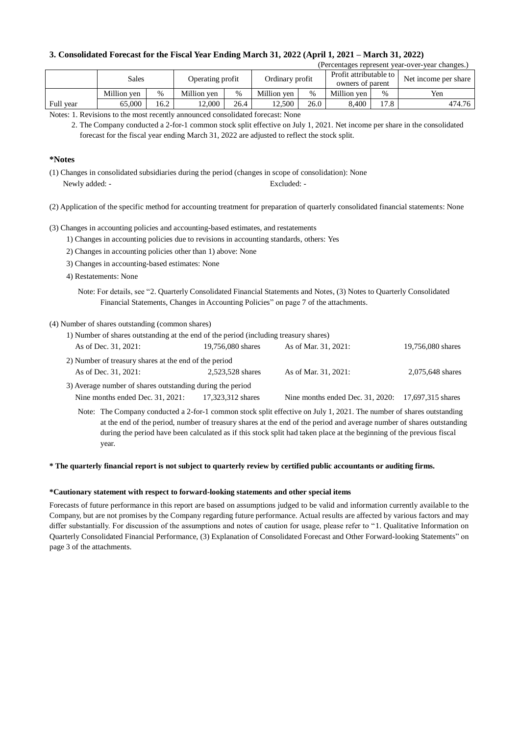### 3. Consolidated Forecast for the Fiscal Year Ending March 31, 2022 (April 1, 2021 – March 31, 2022)

(Percentages represent year-over-year changes.)

| | Sales | | Operating profit | | Ordinary profit | | Profit attributable to owners of parent | | Net income per share |
|---|---|---|---|---|---|---|---|---|---|
| | Million yen | % | Million yen | % | Million yen | % | Million yen | % | Yen |
| Full year | 65,000 | 16.2 | 12,000 | 26.4 | 12,500 | 26.0 | 8,400 | 17.8 | 474.76 |

Notes: 1. Revisions to the most recently announced consolidated forecast: None

2. The Company conducted a 2-for-1 common stock split effective on July 1, 2021. Net income per share in the consolidated forecast for the fiscal year ending March 31, 2022 are adjusted to reflect the stock split.

**\*Notes**

(1) Changes in consolidated subsidiaries during the period (changes in scope of consolidation): None

Newly added: - Excluded: -

(2) Application of the specific method for accounting treatment for preparation of quarterly consolidated financial statements: None

(3) Changes in accounting policies and accounting-based estimates, and restatements

1) Changes in accounting policies due to revisions in accounting standards, others: Yes

2) Changes in accounting policies other than 1) above: None

3) Changes in accounting-based estimates: None

4) Restatements: None

Note: For details, see "2. Quarterly Consolidated Financial Statements and Notes, (3) Notes to Quarterly Consolidated Financial Statements, Changes in Accounting Policies" on page 7 of the attachments.

(4) Number of shares outstanding (common shares)

1) Number of shares outstanding at the end of the period (including treasury shares)

| As of Dec. 31, 2021: | 19,756,080 shares | As of Mar. 31, 2021: | 19,756,080 shares |
|---|---|---|---|

2) Number of treasury shares at the end of the period

| As of Dec. 31, 2021: | 2,523,528 shares | As of Mar. 31, 2021: | 2,075,648 shares |
|---|---|---|---|

3) Average number of shares outstanding during the period

| Nine months ended Dec. 31, 2021: | 17,323,312 shares | Nine months ended Dec. 31, 2020: | 17,697,315 shares |
|---|---|---|---|

Note: The Company conducted a 2-for-1 common stock split effective on July 1, 2021. The number of shares outstanding at the end of the period, number of treasury shares at the end of the period and average number of shares outstanding during the period have been calculated as if this stock split had taken place at the beginning of the previous fiscal year.

**\* The quarterly financial report is not subject to quarterly review by certified public accountants or auditing firms.**

**\*Cautionary statement with respect to forward-looking statements and other special items**

Forecasts of future performance in this report are based on assumptions judged to be valid and information currently available to the Company, but are not promises by the Company regarding future performance. Actual results are affected by various factors and may differ substantially. For discussion of the assumptions and notes of caution for usage, please refer to "1. Qualitative Information on Quarterly Consolidated Financial Performance, (3) Explanation of Consolidated Forecast and Other Forward-looking Statements" on page 3 of the attachments.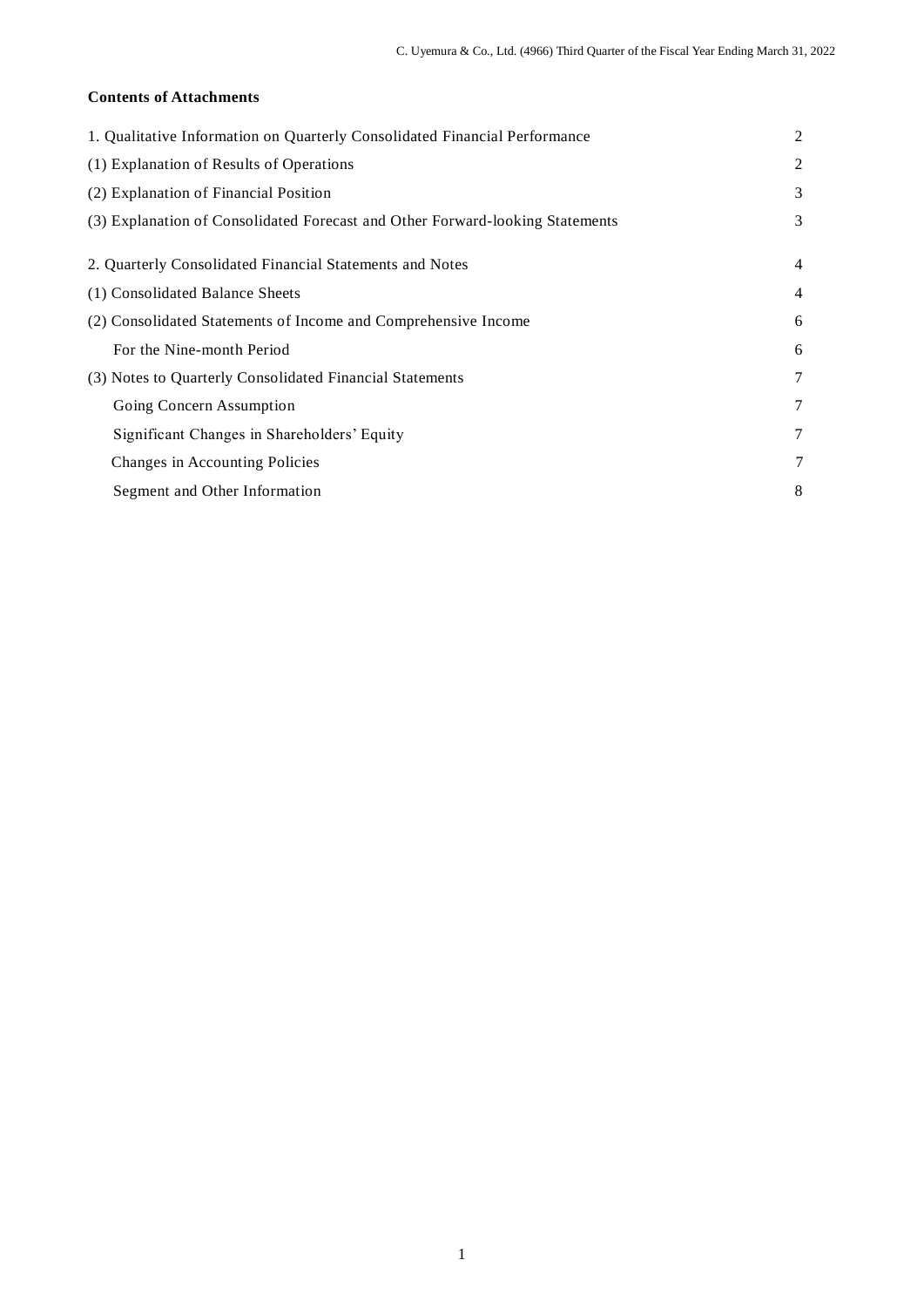**Contents of Attachments**

| | |
|---|---|
| 1. Qualitative Information on Quarterly Consolidated Financial Performance | 2 |
| (1) Explanation of Results of Operations | 2 |
| (2) Explanation of Financial Position | 3 |
| (3) Explanation of Consolidated Forecast and Other Forward-looking Statements | 3 |
| 2. Quarterly Consolidated Financial Statements and Notes | 4 |
| (1) Consolidated Balance Sheets | 4 |
| (2) Consolidated Statements of Income and Comprehensive Income | 6 |
| For the Nine-month Period | 6 |
| (3) Notes to Quarterly Consolidated Financial Statements | 7 |
| Going Concern Assumption | 7 |
| Significant Changes in Shareholders' Equity | 7 |
| Changes in Accounting Policies | 7 |
| Segment and Other Information | 8 |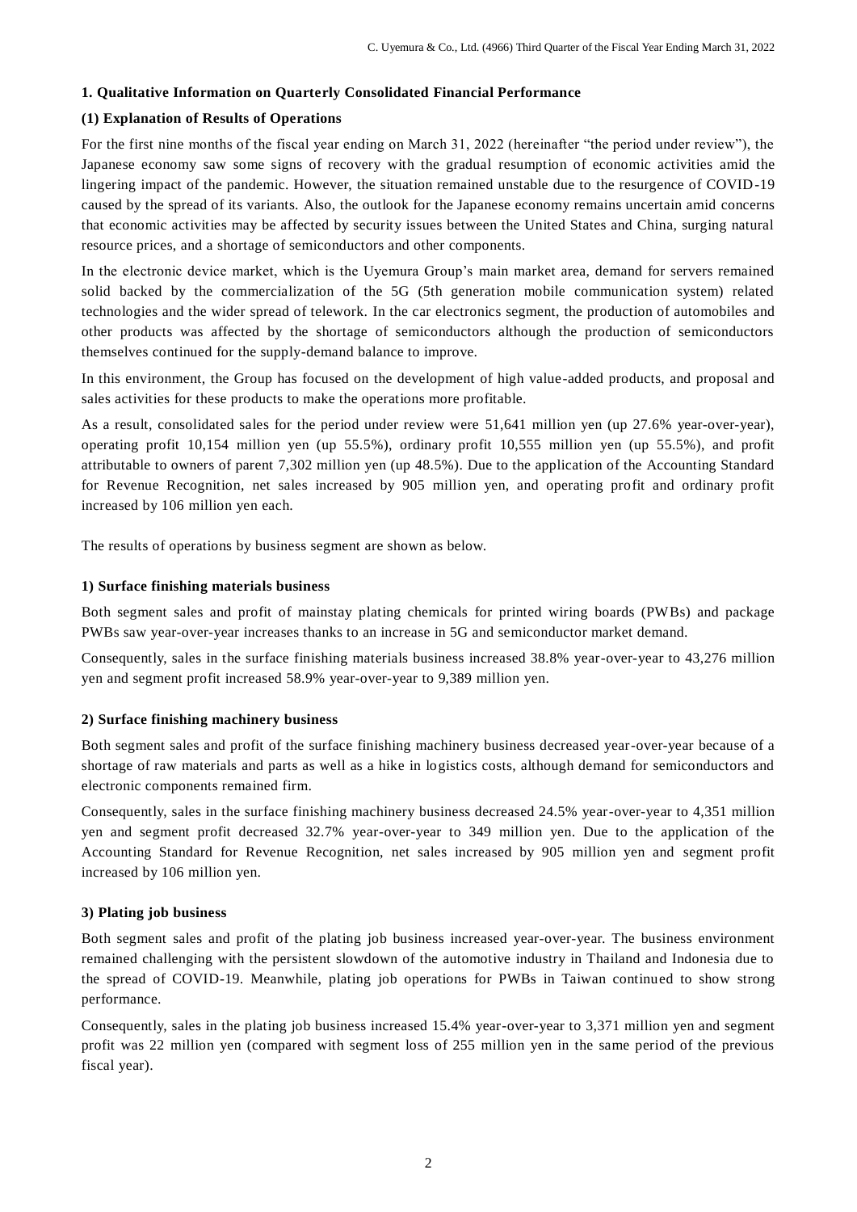## 1. Qualitative Information on Quarterly Consolidated Financial Performance

### (1) Explanation of Results of Operations

For the first nine months of the fiscal year ending on March 31, 2022 (hereinafter "the period under review"), the Japanese economy saw some signs of recovery with the gradual resumption of economic activities amid the lingering impact of the pandemic. However, the situation remained unstable due to the resurgence of COVID-19 caused by the spread of its variants. Also, the outlook for the Japanese economy remains uncertain amid concerns that economic activities may be affected by security issues between the United States and China, surging natural resource prices, and a shortage of semiconductors and other components.

In the electronic device market, which is the Uyemura Group's main market area, demand for servers remained solid backed by the commercialization of the 5G (5th generation mobile communication system) related technologies and the wider spread of telework. In the car electronics segment, the production of automobiles and other products was affected by the shortage of semiconductors although the production of semiconductors themselves continued for the supply-demand balance to improve.

In this environment, the Group has focused on the development of high value-added products, and proposal and sales activities for these products to make the operations more profitable.

As a result, consolidated sales for the period under review were 51,641 million yen (up 27.6% year-over-year), operating profit 10,154 million yen (up 55.5%), ordinary profit 10,555 million yen (up 55.5%), and profit attributable to owners of parent 7,302 million yen (up 48.5%). Due to the application of the Accounting Standard for Revenue Recognition, net sales increased by 905 million yen, and operating profit and ordinary profit increased by 106 million yen each.

The results of operations by business segment are shown as below.

#### 1) Surface finishing materials business

Both segment sales and profit of mainstay plating chemicals for printed wiring boards (PWBs) and package PWBs saw year-over-year increases thanks to an increase in 5G and semiconductor market demand.

Consequently, sales in the surface finishing materials business increased 38.8% year-over-year to 43,276 million yen and segment profit increased 58.9% year-over-year to 9,389 million yen.

#### 2) Surface finishing machinery business

Both segment sales and profit of the surface finishing machinery business decreased year-over-year because of a shortage of raw materials and parts as well as a hike in logistics costs, although demand for semiconductors and electronic components remained firm.

Consequently, sales in the surface finishing machinery business decreased 24.5% year-over-year to 4,351 million yen and segment profit decreased 32.7% year-over-year to 349 million yen. Due to the application of the Accounting Standard for Revenue Recognition, net sales increased by 905 million yen and segment profit increased by 106 million yen.

#### 3) Plating job business

Both segment sales and profit of the plating job business increased year-over-year. The business environment remained challenging with the persistent slowdown of the automotive industry in Thailand and Indonesia due to the spread of COVID-19. Meanwhile, plating job operations for PWBs in Taiwan continued to show strong performance.

Consequently, sales in the plating job business increased 15.4% year-over-year to 3,371 million yen and segment profit was 22 million yen (compared with segment loss of 255 million yen in the same period of the previous fiscal year).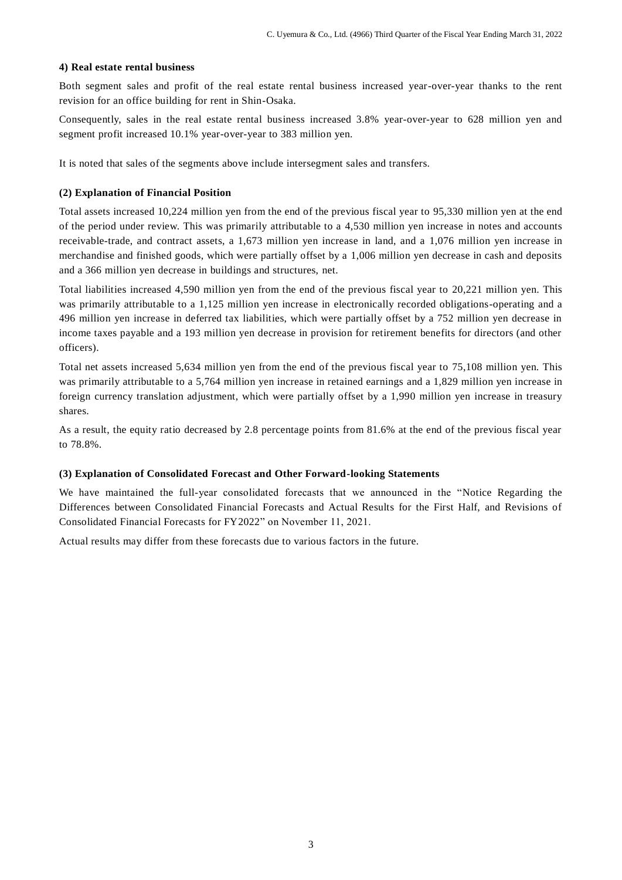#### 4) Real estate rental business

Both segment sales and profit of the real estate rental business increased year-over-year thanks to the rent revision for an office building for rent in Shin-Osaka.

Consequently, sales in the real estate rental business increased 3.8% year-over-year to 628 million yen and segment profit increased 10.1% year-over-year to 383 million yen.

It is noted that sales of the segments above include intersegment sales and transfers.

### (2) Explanation of Financial Position

Total assets increased 10,224 million yen from the end of the previous fiscal year to 95,330 million yen at the end of the period under review. This was primarily attributable to a 4,530 million yen increase in notes and accounts receivable-trade, and contract assets, a 1,673 million yen increase in land, and a 1,076 million yen increase in merchandise and finished goods, which were partially offset by a 1,006 million yen decrease in cash and deposits and a 366 million yen decrease in buildings and structures, net.

Total liabilities increased 4,590 million yen from the end of the previous fiscal year to 20,221 million yen. This was primarily attributable to a 1,125 million yen increase in electronically recorded obligations-operating and a 496 million yen increase in deferred tax liabilities, which were partially offset by a 752 million yen decrease in income taxes payable and a 193 million yen decrease in provision for retirement benefits for directors (and other officers).

Total net assets increased 5,634 million yen from the end of the previous fiscal year to 75,108 million yen. This was primarily attributable to a 5,764 million yen increase in retained earnings and a 1,829 million yen increase in foreign currency translation adjustment, which were partially offset by a 1,990 million yen increase in treasury shares.

As a result, the equity ratio decreased by 2.8 percentage points from 81.6% at the end of the previous fiscal year to 78.8%.

### (3) Explanation of Consolidated Forecast and Other Forward-looking Statements

We have maintained the full-year consolidated forecasts that we announced in the "Notice Regarding the Differences between Consolidated Financial Forecasts and Actual Results for the First Half, and Revisions of Consolidated Financial Forecasts for FY2022" on November 11, 2021.

Actual results may differ from these forecasts due to various factors in the future.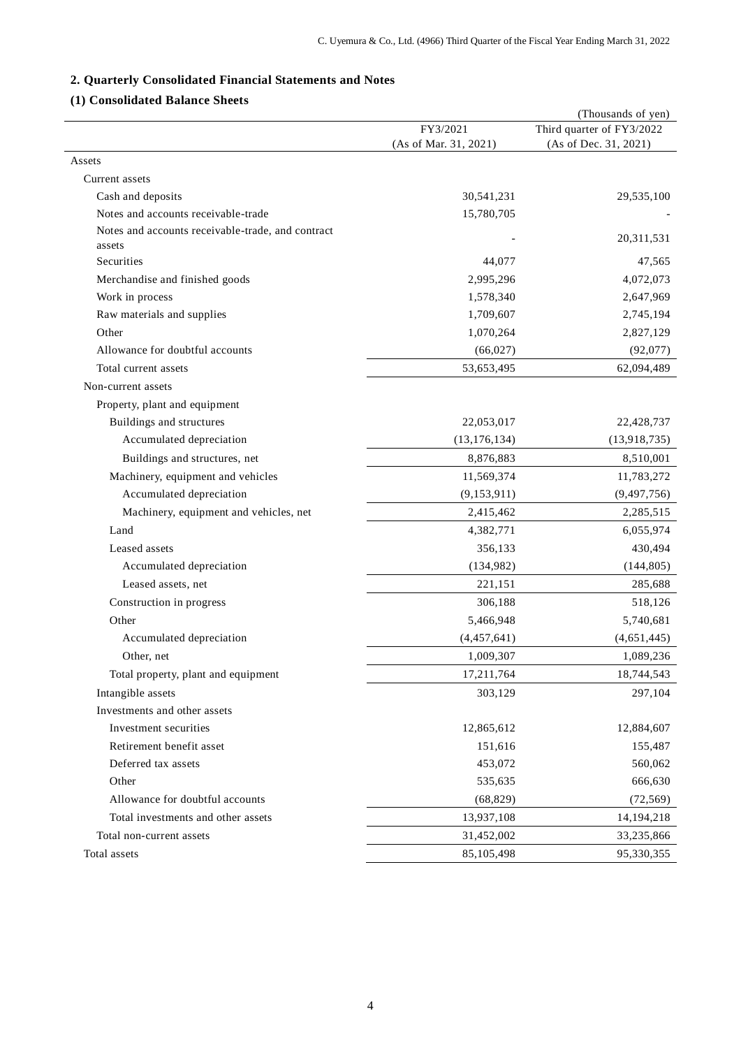## 2. Quarterly Consolidated Financial Statements and Notes

### (1) Consolidated Balance Sheets

(Thousands of yen)

| | FY3/2021 (As of Mar. 31, 2021) | Third quarter of FY3/2022 (As of Dec. 31, 2021) |
|---|---|---|
| Assets | | |
| Current assets | | |
| Cash and deposits | 30,541,231 | 29,535,100 |
| Notes and accounts receivable-trade | 15,780,705 | - |
| Notes and accounts receivable-trade, and contract assets | - | 20,311,531 |
| Securities | 44,077 | 47,565 |
| Merchandise and finished goods | 2,995,296 | 4,072,073 |
| Work in process | 1,578,340 | 2,647,969 |
| Raw materials and supplies | 1,709,607 | 2,745,194 |
| Other | 1,070,264 | 2,827,129 |
| Allowance for doubtful accounts | (66,027) | (92,077) |
| Total current assets | 53,653,495 | 62,094,489 |
| Non-current assets | | |
| Property, plant and equipment | | |
| Buildings and structures | 22,053,017 | 22,428,737 |
| Accumulated depreciation | (13,176,134) | (13,918,735) |
| Buildings and structures, net | 8,876,883 | 8,510,001 |
| Machinery, equipment and vehicles | 11,569,374 | 11,783,272 |
| Accumulated depreciation | (9,153,911) | (9,497,756) |
| Machinery, equipment and vehicles, net | 2,415,462 | 2,285,515 |
| Land | 4,382,771 | 6,055,974 |
| Leased assets | 356,133 | 430,494 |
| Accumulated depreciation | (134,982) | (144,805) |
| Leased assets, net | 221,151 | 285,688 |
| Construction in progress | 306,188 | 518,126 |
| Other | 5,466,948 | 5,740,681 |
| Accumulated depreciation | (4,457,641) | (4,651,445) |
| Other, net | 1,009,307 | 1,089,236 |
| Total property, plant and equipment | 17,211,764 | 18,744,543 |
| Intangible assets | 303,129 | 297,104 |
| Investments and other assets | | |
| Investment securities | 12,865,612 | 12,884,607 |
| Retirement benefit asset | 151,616 | 155,487 |
| Deferred tax assets | 453,072 | 560,062 |
| Other | 535,635 | 666,630 |
| Allowance for doubtful accounts | (68,829) | (72,569) |
| Total investments and other assets | 13,937,108 | 14,194,218 |
| Total non-current assets | 31,452,002 | 33,235,866 |
| Total assets | 85,105,498 | 95,330,355 |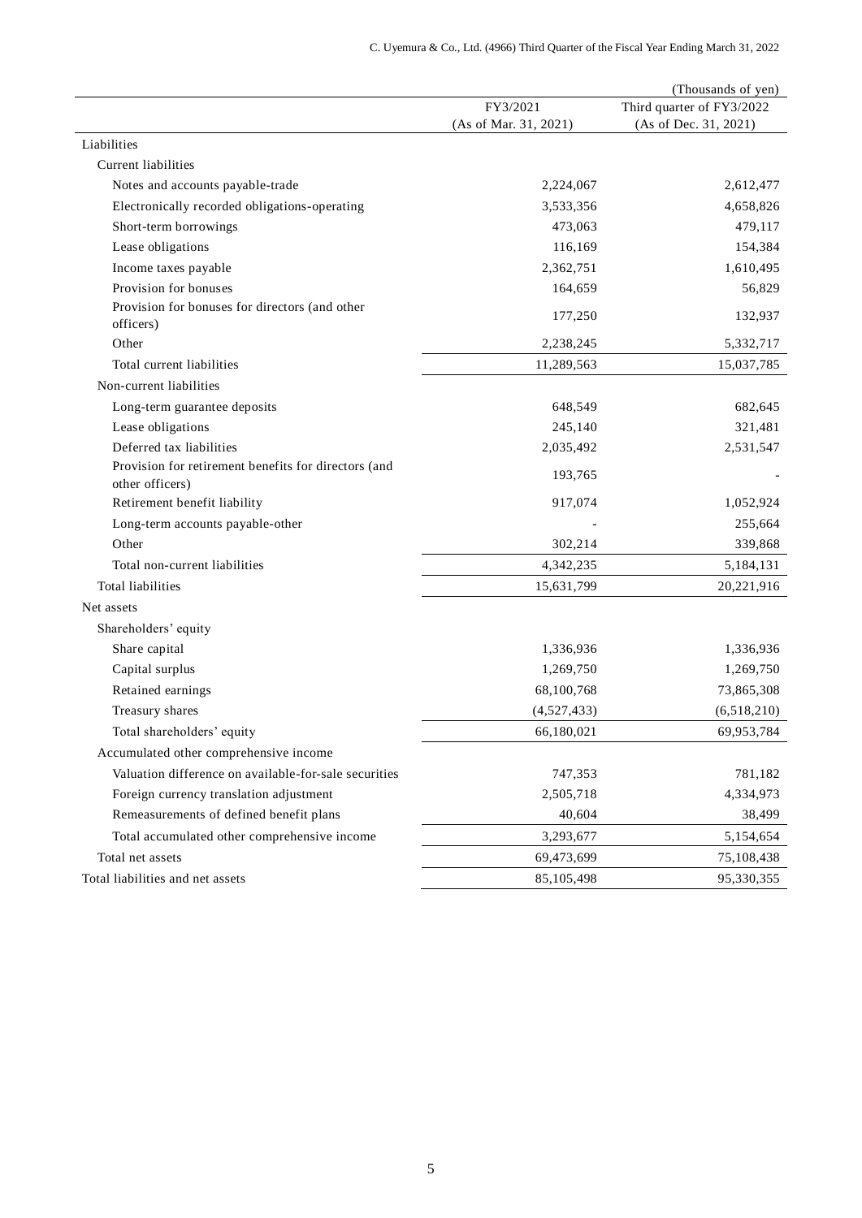(Thousands of yen)

| | FY3/2021 (As of Mar. 31, 2021) | Third quarter of FY3/2022 (As of Dec. 31, 2021) |
|---|---|---|
| Liabilities | | |
| Current liabilities | | |
| Notes and accounts payable-trade | 2,224,067 | 2,612,477 |
| Electronically recorded obligations-operating | 3,533,356 | 4,658,826 |
| Short-term borrowings | 473,063 | 479,117 |
| Lease obligations | 116,169 | 154,384 |
| Income taxes payable | 2,362,751 | 1,610,495 |
| Provision for bonuses | 164,659 | 56,829 |
| Provision for bonuses for directors (and other officers) | 177,250 | 132,937 |
| Other | 2,238,245 | 5,332,717 |
| Total current liabilities | 11,289,563 | 15,037,785 |
| Non-current liabilities | | |
| Long-term guarantee deposits | 648,549 | 682,645 |
| Lease obligations | 245,140 | 321,481 |
| Deferred tax liabilities | 2,035,492 | 2,531,547 |
| Provision for retirement benefits for directors (and other officers) | 193,765 | - |
| Retirement benefit liability | 917,074 | 1,052,924 |
| Long-term accounts payable-other | - | 255,664 |
| Other | 302,214 | 339,868 |
| Total non-current liabilities | 4,342,235 | 5,184,131 |
| Total liabilities | 15,631,799 | 20,221,916 |
| Net assets | | |
| Shareholders' equity | | |
| Share capital | 1,336,936 | 1,336,936 |
| Capital surplus | 1,269,750 | 1,269,750 |
| Retained earnings | 68,100,768 | 73,865,308 |
| Treasury shares | (4,527,433) | (6,518,210) |
| Total shareholders' equity | 66,180,021 | 69,953,784 |
| Accumulated other comprehensive income | | |
| Valuation difference on available-for-sale securities | 747,353 | 781,182 |
| Foreign currency translation adjustment | 2,505,718 | 4,334,973 |
| Remeasurements of defined benefit plans | 40,604 | 38,499 |
| Total accumulated other comprehensive income | 3,293,677 | 5,154,654 |
| Total net assets | 69,473,699 | 75,108,438 |
| Total liabilities and net assets | 85,105,498 | 95,330,355 |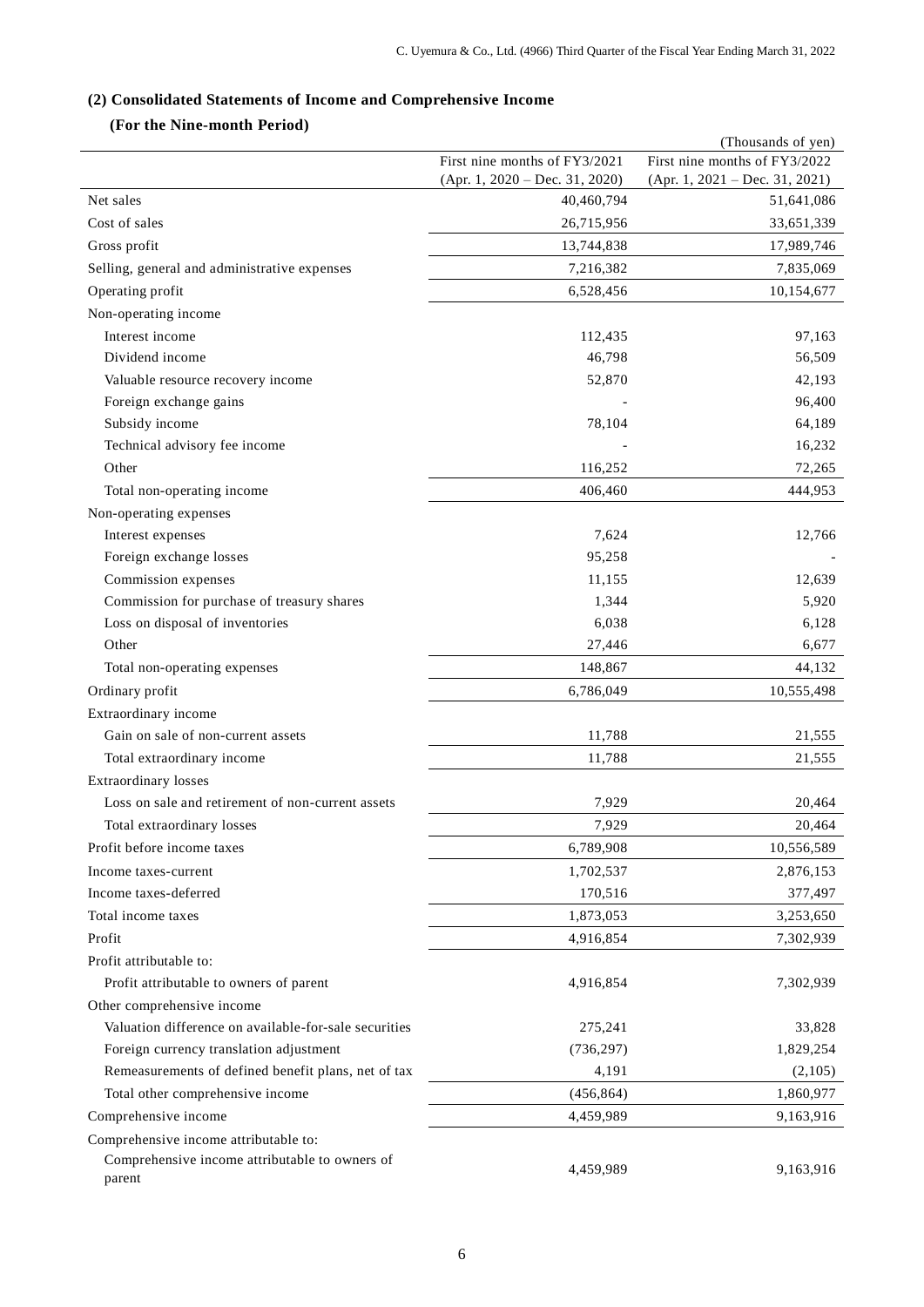## (2) Consolidated Statements of Income and Comprehensive Income

### (For the Nine-month Period)

(Thousands of yen)

| | First nine months of FY3/2021 (Apr. 1, 2020 – Dec. 31, 2020) | First nine months of FY3/2022 (Apr. 1, 2021 – Dec. 31, 2021) |
|---|---|---|
| Net sales | 40,460,794 | 51,641,086 |
| Cost of sales | 26,715,956 | 33,651,339 |
| Gross profit | 13,744,838 | 17,989,746 |
| Selling, general and administrative expenses | 7,216,382 | 7,835,069 |
| Operating profit | 6,528,456 | 10,154,677 |
| Non-operating income | | |
| Interest income | 112,435 | 97,163 |
| Dividend income | 46,798 | 56,509 |
| Valuable resource recovery income | 52,870 | 42,193 |
| Foreign exchange gains | - | 96,400 |
| Subsidy income | 78,104 | 64,189 |
| Technical advisory fee income | - | 16,232 |
| Other | 116,252 | 72,265 |
| Total non-operating income | 406,460 | 444,953 |
| Non-operating expenses | | |
| Interest expenses | 7,624 | 12,766 |
| Foreign exchange losses | 95,258 | - |
| Commission expenses | 11,155 | 12,639 |
| Commission for purchase of treasury shares | 1,344 | 5,920 |
| Loss on disposal of inventories | 6,038 | 6,128 |
| Other | 27,446 | 6,677 |
| Total non-operating expenses | 148,867 | 44,132 |
| Ordinary profit | 6,786,049 | 10,555,498 |
| Extraordinary income | | |
| Gain on sale of non-current assets | 11,788 | 21,555 |
| Total extraordinary income | 11,788 | 21,555 |
| Extraordinary losses | | |
| Loss on sale and retirement of non-current assets | 7,929 | 20,464 |
| Total extraordinary losses | 7,929 | 20,464 |
| Profit before income taxes | 6,789,908 | 10,556,589 |
| Income taxes-current | 1,702,537 | 2,876,153 |
| Income taxes-deferred | 170,516 | 377,497 |
| Total income taxes | 1,873,053 | 3,253,650 |
| Profit | 4,916,854 | 7,302,939 |
| Profit attributable to: | | |
| Profit attributable to owners of parent | 4,916,854 | 7,302,939 |
| Other comprehensive income | | |
| Valuation difference on available-for-sale securities | 275,241 | 33,828 |
| Foreign currency translation adjustment | (736,297) | 1,829,254 |
| Remeasurements of defined benefit plans, net of tax | 4,191 | (2,105) |
| Total other comprehensive income | (456,864) | 1,860,977 |
| Comprehensive income | 4,459,989 | 9,163,916 |
| Comprehensive income attributable to: | | |
| Comprehensive income attributable to owners of parent | 4,459,989 | 9,163,916 |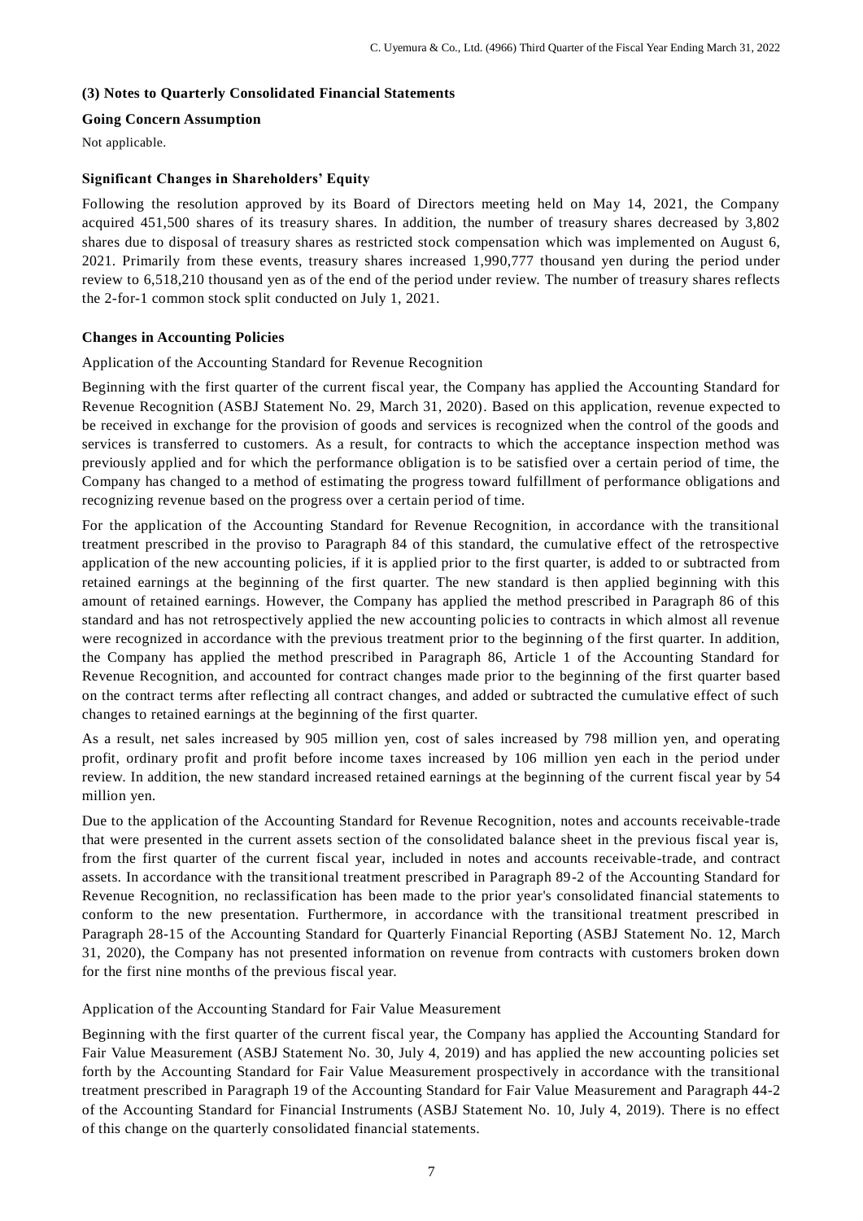### (3) Notes to Quarterly Consolidated Financial Statements

**Going Concern Assumption**

Not applicable.

**Significant Changes in Shareholders' Equity**

Following the resolution approved by its Board of Directors meeting held on May 14, 2021, the Company acquired 451,500 shares of its treasury shares. In addition, the number of treasury shares decreased by 3,802 shares due to disposal of treasury shares as restricted stock compensation which was implemented on August 6, 2021. Primarily from these events, treasury shares increased 1,990,777 thousand yen during the period under review to 6,518,210 thousand yen as of the end of the period under review. The number of treasury shares reflects the 2-for-1 common stock split conducted on July 1, 2021.

**Changes in Accounting Policies**

Application of the Accounting Standard for Revenue Recognition

Beginning with the first quarter of the current fiscal year, the Company has applied the Accounting Standard for Revenue Recognition (ASBJ Statement No. 29, March 31, 2020). Based on this application, revenue expected to be received in exchange for the provision of goods and services is recognized when the control of the goods and services is transferred to customers. As a result, for contracts to which the acceptance inspection method was previously applied and for which the performance obligation is to be satisfied over a certain period of time, the Company has changed to a method of estimating the progress toward fulfillment of performance obligations and recognizing revenue based on the progress over a certain period of time.

For the application of the Accounting Standard for Revenue Recognition, in accordance with the transitional treatment prescribed in the proviso to Paragraph 84 of this standard, the cumulative effect of the retrospective application of the new accounting policies, if it is applied prior to the first quarter, is added to or subtracted from retained earnings at the beginning of the first quarter. The new standard is then applied beginning with this amount of retained earnings. However, the Company has applied the method prescribed in Paragraph 86 of this standard and has not retrospectively applied the new accounting policies to contracts in which almost all revenue were recognized in accordance with the previous treatment prior to the beginning of the first quarter. In addition, the Company has applied the method prescribed in Paragraph 86, Article 1 of the Accounting Standard for Revenue Recognition, and accounted for contract changes made prior to the beginning of the first quarter based on the contract terms after reflecting all contract changes, and added or subtracted the cumulative effect of such changes to retained earnings at the beginning of the first quarter.

As a result, net sales increased by 905 million yen, cost of sales increased by 798 million yen, and operating profit, ordinary profit and profit before income taxes increased by 106 million yen each in the period under review. In addition, the new standard increased retained earnings at the beginning of the current fiscal year by 54 million yen.

Due to the application of the Accounting Standard for Revenue Recognition, notes and accounts receivable-trade that were presented in the current assets section of the consolidated balance sheet in the previous fiscal year is, from the first quarter of the current fiscal year, included in notes and accounts receivable-trade, and contract assets. In accordance with the transitional treatment prescribed in Paragraph 89-2 of the Accounting Standard for Revenue Recognition, no reclassification has been made to the prior year's consolidated financial statements to conform to the new presentation. Furthermore, in accordance with the transitional treatment prescribed in Paragraph 28-15 of the Accounting Standard for Quarterly Financial Reporting (ASBJ Statement No. 12, March 31, 2020), the Company has not presented information on revenue from contracts with customers broken down for the first nine months of the previous fiscal year.

Application of the Accounting Standard for Fair Value Measurement

Beginning with the first quarter of the current fiscal year, the Company has applied the Accounting Standard for Fair Value Measurement (ASBJ Statement No. 30, July 4, 2019) and has applied the new accounting policies set forth by the Accounting Standard for Fair Value Measurement prospectively in accordance with the transitional treatment prescribed in Paragraph 19 of the Accounting Standard for Fair Value Measurement and Paragraph 44-2 of the Accounting Standard for Financial Instruments (ASBJ Statement No. 10, July 4, 2019). There is no effect of this change on the quarterly consolidated financial statements.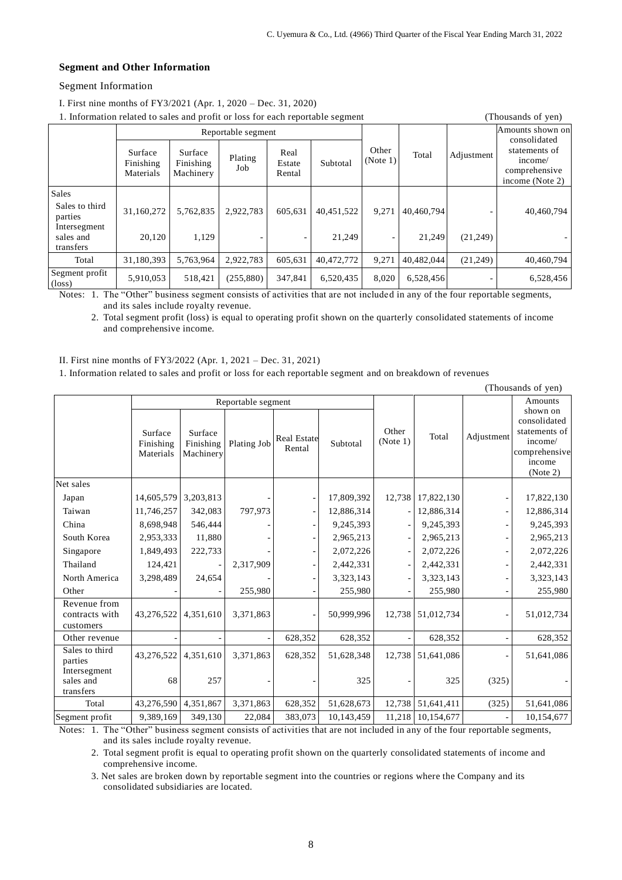## Segment and Other Information

Segment Information

I. First nine months of FY3/2021 (Apr. 1, 2020 – Dec. 31, 2020)

1. Information related to sales and profit or loss for each reportable segment (Thousands of yen)

| | Reportable segment | | | | | Other (Note 1) | Total | Adjustment | Amounts shown on consolidated statements of income/ comprehensive income (Note 2) |
|---|---|---|---|---|---|---|---|---|---|
| | Surface Finishing Materials | Surface Finishing Machinery | Plating Job | Real Estate Rental | Subtotal | | | | |
| Sales | | | | | | | | | |
| Sales to third parties | 31,160,272 | 5,762,835 | 2,922,783 | 605,631 | 40,451,522 | 9,271 | 40,460,794 | - | 40,460,794 |
| Intersegment sales and transfers | 20,120 | 1,129 | - | - | 21,249 | - | 21,249 | (21,249) | - |
| Total | 31,180,393 | 5,763,964 | 2,922,783 | 605,631 | 40,472,772 | 9,271 | 40,482,044 | (21,249) | 40,460,794 |
| Segment profit (loss) | 5,910,053 | 518,421 | (255,880) | 347,841 | 6,520,435 | 8,020 | 6,528,456 | - | 6,528,456 |

Notes: 1. The "Other" business segment consists of activities that are not included in any of the four reportable segments, and its sales include royalty revenue.

2. Total segment profit (loss) is equal to operating profit shown on the quarterly consolidated statements of income and comprehensive income.

II. First nine months of FY3/2022 (Apr. 1, 2021 – Dec. 31, 2021)

1. Information related to sales and profit or loss for each reportable segment and on breakdown of revenues

(Thousands of yen)

| | Reportable segment | | | | | Other (Note 1) | Total | Adjustment | Amounts shown on consolidated statements of income/ comprehensive income (Note 2) |
|---|---|---|---|---|---|---|---|---|---|
| | Surface Finishing Materials | Surface Finishing Machinery | Plating Job | Real Estate Rental | Subtotal | | | | |
| Net sales | | | | | | | | | |
| Japan | 14,605,579 | 3,203,813 | - | - | 17,809,392 | 12,738 | 17,822,130 | - | 17,822,130 |
| Taiwan | 11,746,257 | 342,083 | 797,973 | - | 12,886,314 | - | 12,886,314 | - | 12,886,314 |
| China | 8,698,948 | 546,444 | - | - | 9,245,393 | - | 9,245,393 | - | 9,245,393 |
| South Korea | 2,953,333 | 11,880 | - | - | 2,965,213 | - | 2,965,213 | - | 2,965,213 |
| Singapore | 1,849,493 | 222,733 | - | - | 2,072,226 | - | 2,072,226 | - | 2,072,226 |
| Thailand | 124,421 | - | 2,317,909 | - | 2,442,331 | - | 2,442,331 | - | 2,442,331 |
| North America | 3,298,489 | 24,654 | - | - | 3,323,143 | - | 3,323,143 | - | 3,323,143 |
| Other | - | - | 255,980 | - | 255,980 | - | 255,980 | - | 255,980 |
| Revenue from contracts with customers | 43,276,522 | 4,351,610 | 3,371,863 | - | 50,999,996 | 12,738 | 51,012,734 | - | 51,012,734 |
| Other revenue | - | - | - | 628,352 | 628,352 | - | 628,352 | - | 628,352 |
| Sales to third parties | 43,276,522 | 4,351,610 | 3,371,863 | 628,352 | 51,628,348 | 12,738 | 51,641,086 | - | 51,641,086 |
| Intersegment sales and transfers | 68 | 257 | - | - | 325 | - | 325 | (325) | - |
| Total | 43,276,590 | 4,351,867 | 3,371,863 | 628,352 | 51,628,673 | 12,738 | 51,641,411 | (325) | 51,641,086 |
| Segment profit | 9,389,169 | 349,130 | 22,084 | 383,073 | 10,143,459 | 11,218 | 10,154,677 | - | 10,154,677 |

Notes: 1. The "Other" business segment consists of activities that are not included in any of the four reportable segments, and its sales include royalty revenue.

2. Total segment profit is equal to operating profit shown on the quarterly consolidated statements of income and comprehensive income.

3. Net sales are broken down by reportable segment into the countries or regions where the Company and its consolidated subsidiaries are located.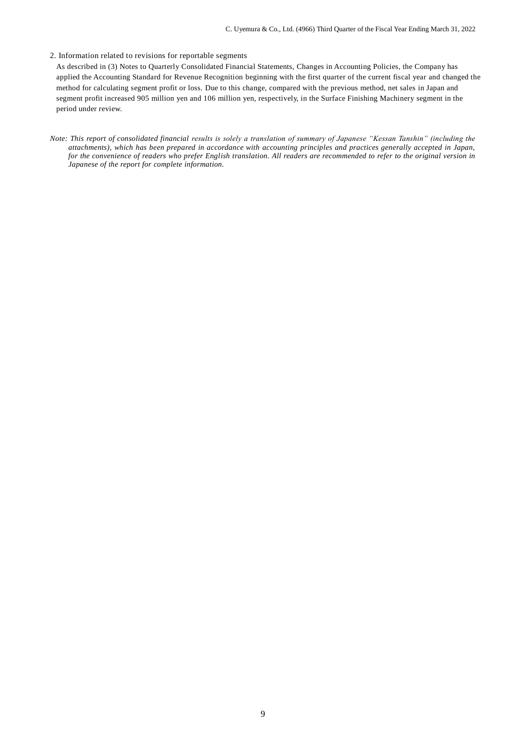2. Information related to revisions for reportable segments

As described in (3) Notes to Quarterly Consolidated Financial Statements, Changes in Accounting Policies, the Company has applied the Accounting Standard for Revenue Recognition beginning with the first quarter of the current fiscal year and changed the method for calculating segment profit or loss. Due to this change, compared with the previous method, net sales in Japan and segment profit increased 905 million yen and 106 million yen, respectively, in the Surface Finishing Machinery segment in the period under review.

*Note: This report of consolidated financial results is solely a translation of summary of Japanese "Kessan Tanshin" (including the attachments), which has been prepared in accordance with accounting principles and practices generally accepted in Japan, for the convenience of readers who prefer English translation. All readers are recommended to refer to the original version in Japanese of the report for complete information.*